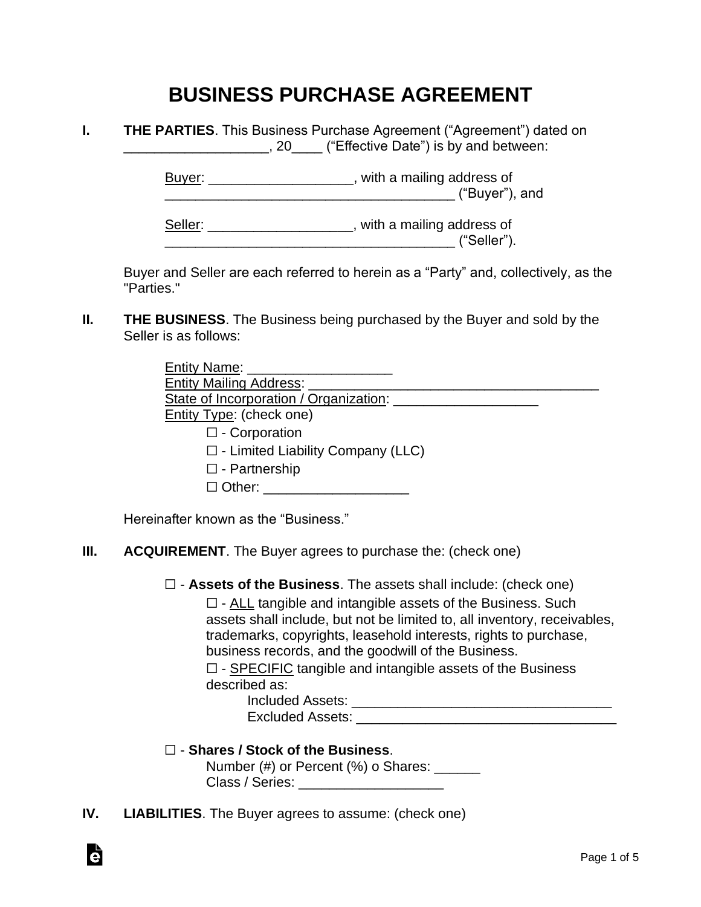# BUSINESS PURCHASE AGREEMENT

**I. THE PARTIES**. This Business Purchase Agreement ("Agreement") dated on ___________________, 20____ ("Effective Date") is by and between:

Buyer: ___________________, with a mailing address of ______________________________________ ("Buyer"), and

Seller: ___________________, with a mailing address of ______________________________________ ("Seller").

Buyer and Seller are each referred to herein as a "Party" and, collectively, as the "Parties."

**II. THE BUSINESS**. The Business being purchased by the Buyer and sold by the Seller is as follows:

Entity Name: ___________________
Entity Mailing Address: _______________________________________
State of Incorporation / Organization: ___________________
Entity Type: (check one)

- ☐ - Corporation
- ☐ - Limited Liability Company (LLC)
- ☐ - Partnership
- ☐ Other: ___________________

Hereinafter known as the "Business."

**III. ACQUIREMENT**. The Buyer agrees to purchase the: (check one)

☐ - **Assets of the Business**. The assets shall include: (check one)

☐ - ALL tangible and intangible assets of the Business. Such assets shall include, but not be limited to, all inventory, receivables, trademarks, copyrights, leasehold interests, rights to purchase, business records, and the goodwill of the Business.

☐ - SPECIFIC tangible and intangible assets of the Business described as:

Included Assets: __________________________________
Excluded Assets: __________________________________

☐ - **Shares / Stock of the Business**.

Number (#) or Percent (%) o Shares: ______
Class / Series: ___________________

**IV. LIABILITIES**. The Buyer agrees to assume: (check one)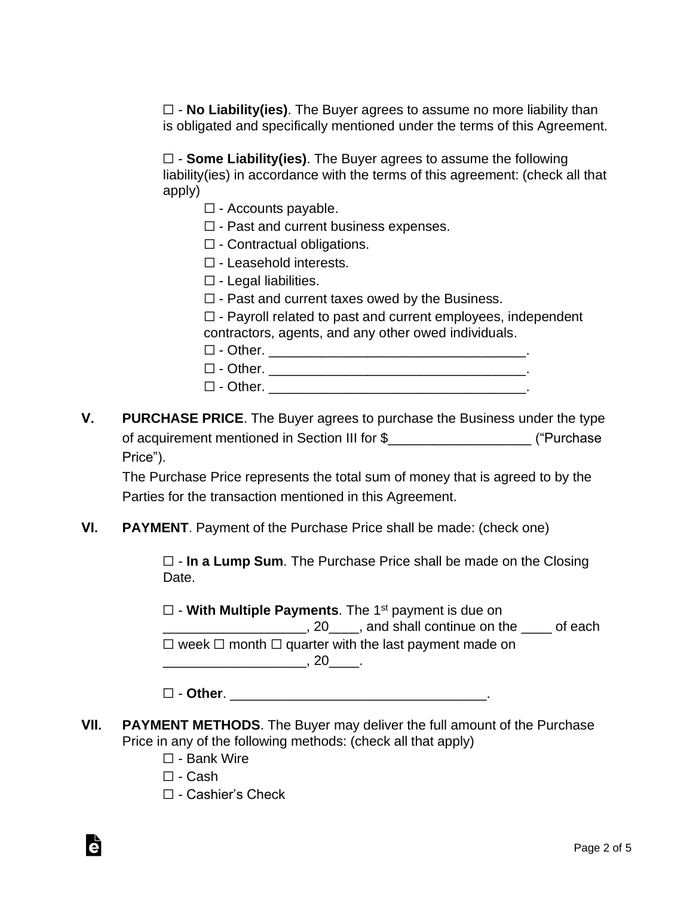☐ - **No Liability(ies)**. The Buyer agrees to assume no more liability than is obligated and specifically mentioned under the terms of this Agreement.

☐ - **Some Liability(ies)**. The Buyer agrees to assume the following liability(ies) in accordance with the terms of this agreement: (check all that apply)

☐ - Accounts payable.
☐ - Past and current business expenses.
☐ - Contractual obligations.
☐ - Leasehold interests.
☐ - Legal liabilities.
☐ - Past and current taxes owed by the Business.
☐ - Payroll related to past and current employees, independent contractors, agents, and any other owed individuals.
☐ - Other. __________________________________.
☐ - Other. __________________________________.
☐ - Other. __________________________________.

**V. PURCHASE PRICE**. The Buyer agrees to purchase the Business under the type of acquirement mentioned in Section III for $___________________ ("Purchase Price").

The Purchase Price represents the total sum of money that is agreed to by the Parties for the transaction mentioned in this Agreement.

**VI. PAYMENT**. Payment of the Purchase Price shall be made: (check one)

☐ - **In a Lump Sum**. The Purchase Price shall be made on the Closing Date.

☐ - **With Multiple Payments**. The 1st payment is due on ___________________, 20____, and shall continue on the ____ of each ☐ week ☐ month ☐ quarter with the last payment made on ___________________, 20____.

☐ - **Other**. __________________________________.

**VII. PAYMENT METHODS**. The Buyer may deliver the full amount of the Purchase Price in any of the following methods: (check all that apply)

☐ - Bank Wire
☐ - Cash
☐ - Cashier's Check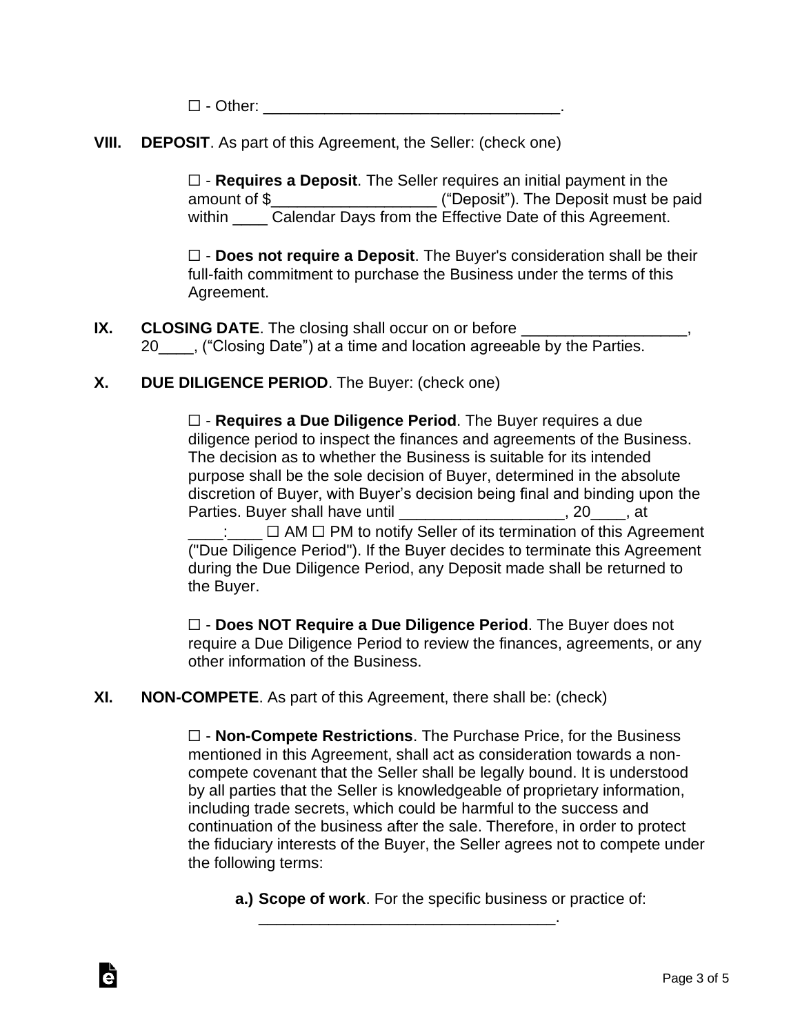☐ - Other: ___________________________________.

**VIII. DEPOSIT**. As part of this Agreement, the Seller: (check one)

☐ - **Requires a Deposit**. The Seller requires an initial payment in the amount of $___________________ ("Deposit"). The Deposit must be paid within ____ Calendar Days from the Effective Date of this Agreement.

☐ - **Does not require a Deposit**. The Buyer's consideration shall be their full-faith commitment to purchase the Business under the terms of this Agreement.

**IX. CLOSING DATE**. The closing shall occur on or before ___________________, 20____, ("Closing Date") at a time and location agreeable by the Parties.

**X. DUE DILIGENCE PERIOD**. The Buyer: (check one)

☐ - **Requires a Due Diligence Period**. The Buyer requires a due diligence period to inspect the finances and agreements of the Business. The decision as to whether the Business is suitable for its intended purpose shall be the sole decision of Buyer, determined in the absolute discretion of Buyer, with Buyer's decision being final and binding upon the Parties. Buyer shall have until ___________________, 20____, at ____:____ ☐ AM ☐ PM to notify Seller of its termination of this Agreement ("Due Diligence Period"). If the Buyer decides to terminate this Agreement during the Due Diligence Period, any Deposit made shall be returned to the Buyer.

☐ - **Does NOT Require a Due Diligence Period**. The Buyer does not require a Due Diligence Period to review the finances, agreements, or any other information of the Business.

**XI. NON-COMPETE**. As part of this Agreement, there shall be: (check)

☐ - **Non-Compete Restrictions**. The Purchase Price, for the Business mentioned in this Agreement, shall act as consideration towards a non-compete covenant that the Seller shall be legally bound. It is understood by all parties that the Seller is knowledgeable of proprietary information, including trade secrets, which could be harmful to the success and continuation of the business after the sale. Therefore, in order to protect the fiduciary interests of the Buyer, the Seller agrees not to compete under the following terms:

**a.) Scope of work**. For the specific business or practice of: ___________________________________.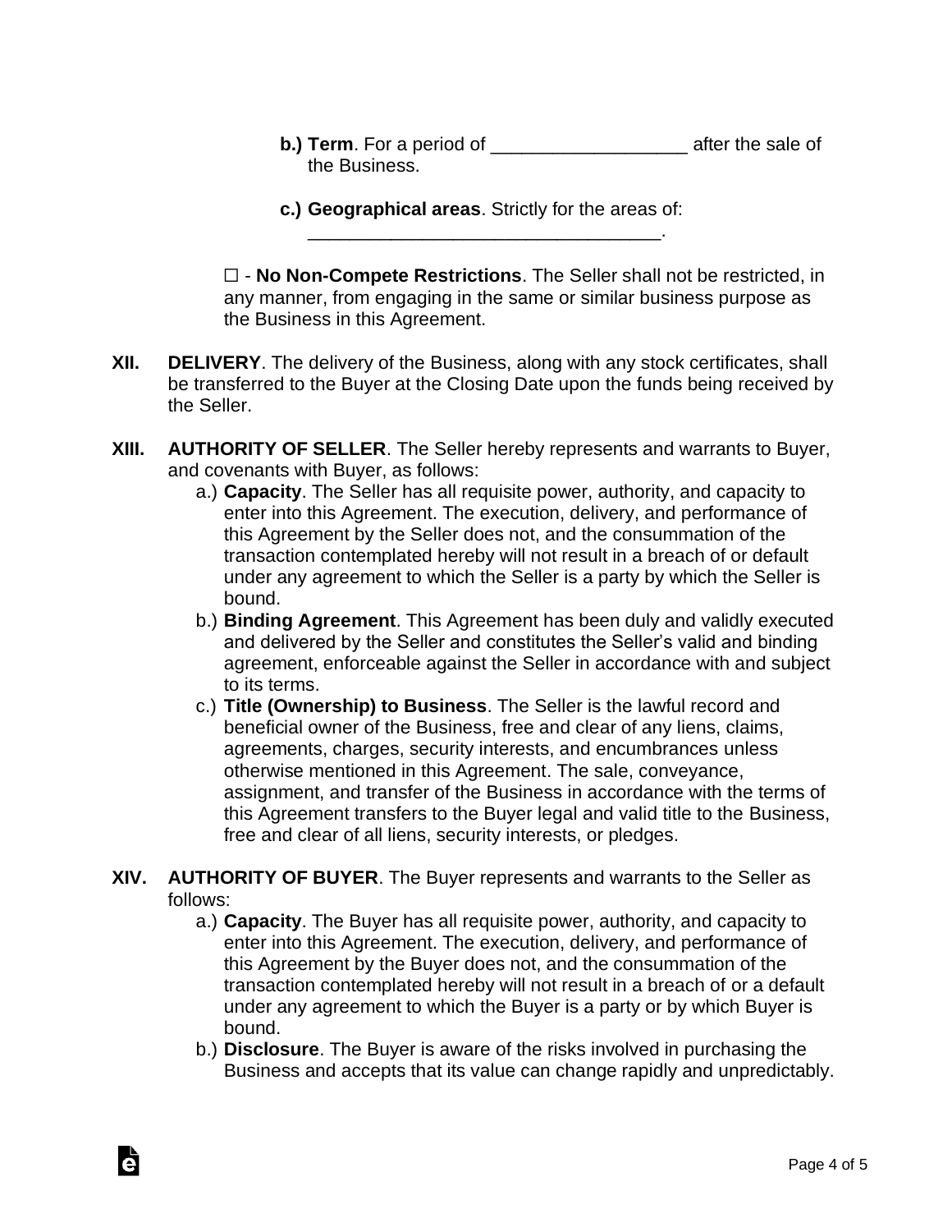- **b.) Term**. For a period of ___________________ after the sale of the Business.

- **c.) Geographical areas**. Strictly for the areas of: __________________________________.

☐ - **No Non-Compete Restrictions**. The Seller shall not be restricted, in any manner, from engaging in the same or similar business purpose as the Business in this Agreement.

**XII. DELIVERY**. The delivery of the Business, along with any stock certificates, shall be transferred to the Buyer at the Closing Date upon the funds being received by the Seller.

**XIII. AUTHORITY OF SELLER**. The Seller hereby represents and warrants to Buyer, and covenants with Buyer, as follows:

- a.) **Capacity**. The Seller has all requisite power, authority, and capacity to enter into this Agreement. The execution, delivery, and performance of this Agreement by the Seller does not, and the consummation of the transaction contemplated hereby will not result in a breach of or default under any agreement to which the Seller is a party by which the Seller is bound.
- b.) **Binding Agreement**. This Agreement has been duly and validly executed and delivered by the Seller and constitutes the Seller's valid and binding agreement, enforceable against the Seller in accordance with and subject to its terms.
- c.) **Title (Ownership) to Business**. The Seller is the lawful record and beneficial owner of the Business, free and clear of any liens, claims, agreements, charges, security interests, and encumbrances unless otherwise mentioned in this Agreement. The sale, conveyance, assignment, and transfer of the Business in accordance with the terms of this Agreement transfers to the Buyer legal and valid title to the Business, free and clear of all liens, security interests, or pledges.

**XIV. AUTHORITY OF BUYER**. The Buyer represents and warrants to the Seller as follows:

- a.) **Capacity**. The Buyer has all requisite power, authority, and capacity to enter into this Agreement. The execution, delivery, and performance of this Agreement by the Buyer does not, and the consummation of the transaction contemplated hereby will not result in a breach of or a default under any agreement to which the Buyer is a party or by which Buyer is bound.
- b.) **Disclosure**. The Buyer is aware of the risks involved in purchasing the Business and accepts that its value can change rapidly and unpredictably.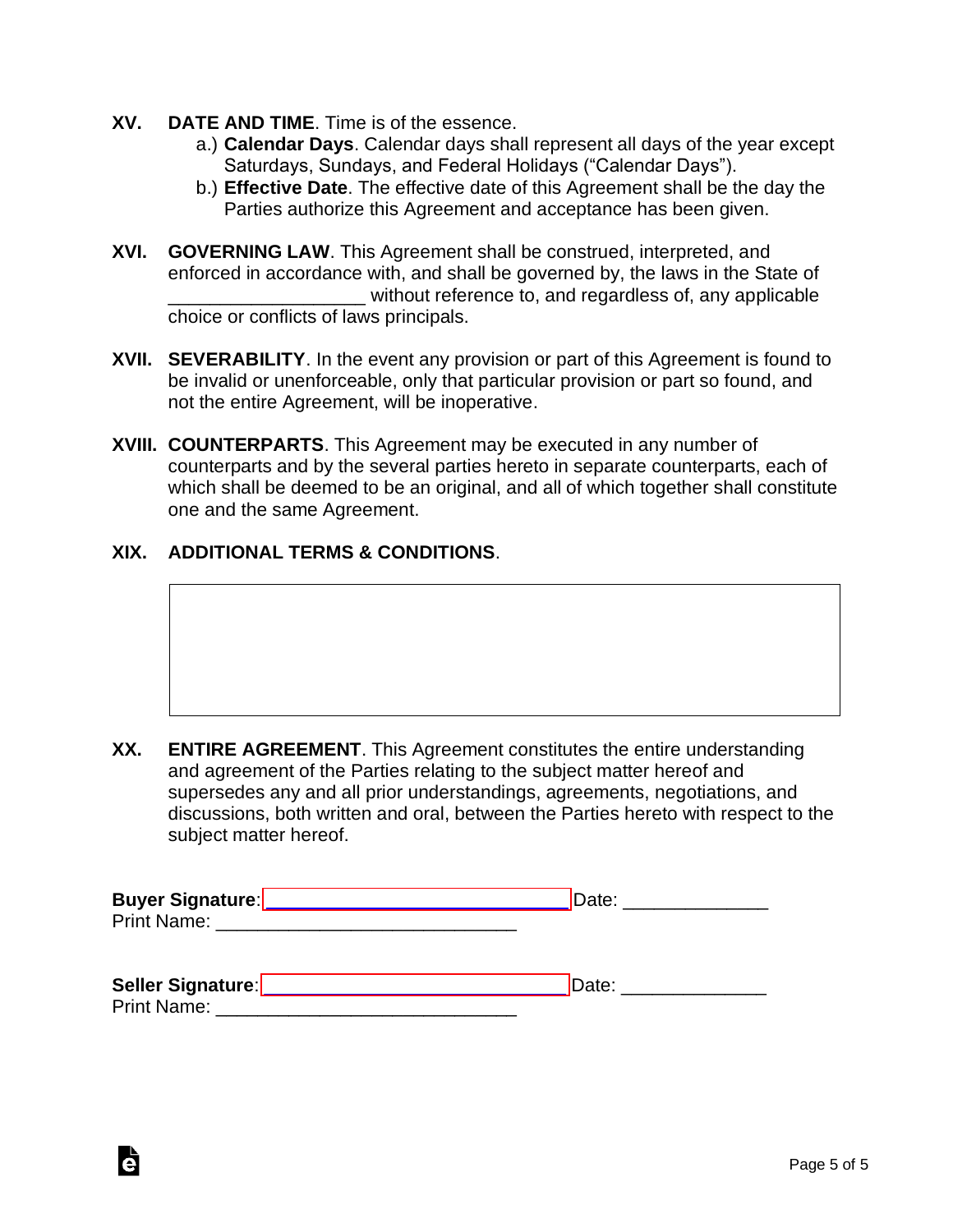**XV. DATE AND TIME**. Time is of the essence.

a.) **Calendar Days**. Calendar days shall represent all days of the year except Saturdays, Sundays, and Federal Holidays ("Calendar Days").

b.) **Effective Date**. The effective date of this Agreement shall be the day the Parties authorize this Agreement and acceptance has been given.

**XVI. GOVERNING LAW**. This Agreement shall be construed, interpreted, and enforced in accordance with, and shall be governed by, the laws in the State of ___________________ without reference to, and regardless of, any applicable choice or conflicts of laws principals.

**XVII. SEVERABILITY**. In the event any provision or part of this Agreement is found to be invalid or unenforceable, only that particular provision or part so found, and not the entire Agreement, will be inoperative.

**XVIII. COUNTERPARTS**. This Agreement may be executed in any number of counterparts and by the several parties hereto in separate counterparts, each of which shall be deemed to be an original, and all of which together shall constitute one and the same Agreement.

**XIX. ADDITIONAL TERMS & CONDITIONS**.

**XX. ENTIRE AGREEMENT**. This Agreement constitutes the entire understanding and agreement of the Parties relating to the subject matter hereof and supersedes any and all prior understandings, agreements, negotiations, and discussions, both written and oral, between the Parties hereto with respect to the subject matter hereof.

**Buyer Signature**: _____________________________ Date: ______________
Print Name: _____________________________

**Seller Signature**: _____________________________ Date: ______________
Print Name: _____________________________